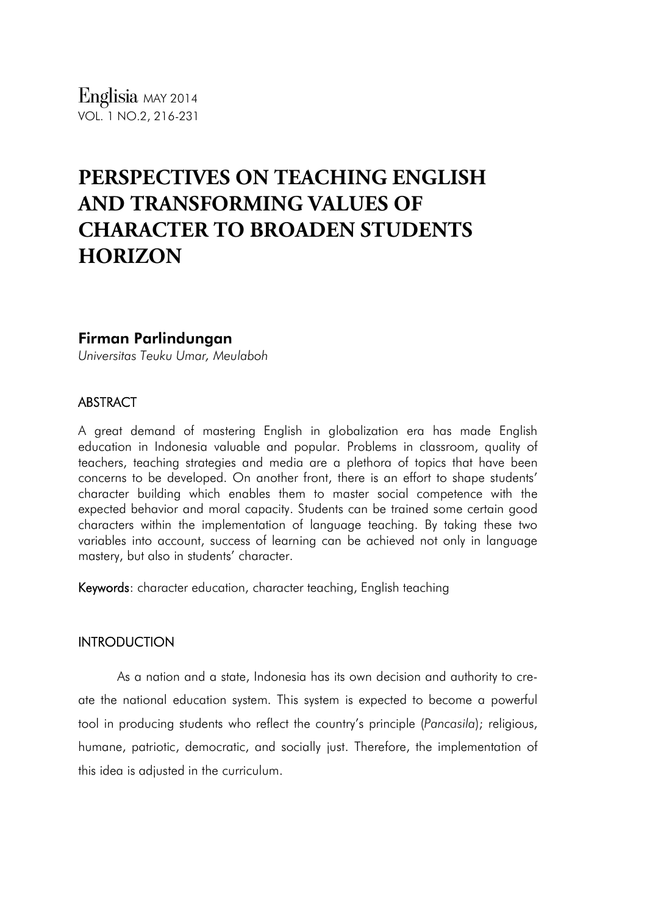# PERSPECTIVES ON TEACHING ENGLISH AND TRANSFORMING VALUES OF CHARACTER TO BROADEN STUDENTS HORIZON

**Firman Parlindungan**

*Universitas Teuku Umar, Meulaboh*

## ABSTRACT

A great demand of mastering English in globalization era has made English education in Indonesia valuable and popular. Problems in classroom, quality of teachers, teaching strategies and media are a plethora of topics that have been concerns to be developed. On another front, there is an effort to shape students' character building which enables them to master social competence with the expected behavior and moral capacity. Students can be trained some certain good characters within the implementation of language teaching. By taking these two variables into account, success of learning can be achieved not only in language mastery, but also in students' character.

**Keywords**: character education, character teaching, English teaching

## INTRODUCTION

As a nation and a state, Indonesia has its own decision and authority to create the national education system. This system is expected to become a powerful tool in producing students who reflect the country's principle (*Pancasila*); religious, humane, patriotic, democratic, and socially just. Therefore, the implementation of this idea is adjusted in the curriculum.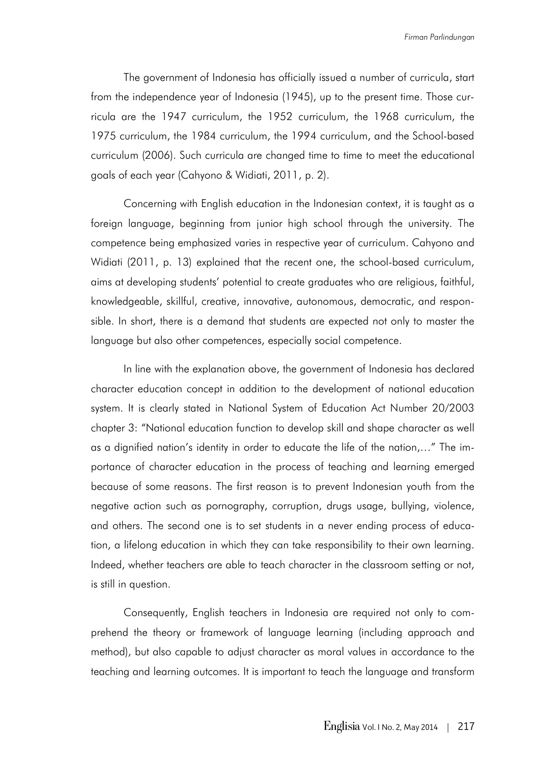The government of Indonesia has officially issued a number of curricula, start from the independence year of Indonesia (1945), up to the present time. Those curricula are the 1947 curriculum, the 1952 curriculum, the 1968 curriculum, the 1975 curriculum, the 1984 curriculum, the 1994 curriculum, and the School-based curriculum (2006). Such curricula are changed time to time to meet the educational goals of each year (Cahyono & Widiati, 2011, p. 2).

Concerning with English education in the Indonesian context, it is taught as a foreign language, beginning from junior high school through the university. The competence being emphasized varies in respective year of curriculum. Cahyono and Widiati (2011, p. 13) explained that the recent one, the school-based curriculum, aims at developing students' potential to create graduates who are religious, faithful, knowledgeable, skillful, creative, innovative, autonomous, democratic, and responsible. In short, there is a demand that students are expected not only to master the language but also other competences, especially social competence.

In line with the explanation above, the government of Indonesia has declared character education concept in addition to the development of national education system. It is clearly stated in National System of Education Act Number 20/2003 chapter 3: "National education function to develop skill and shape character as well as a dignified nation's identity in order to educate the life of the nation,..." The importance of character education in the process of teaching and learning emerged because of some reasons. The first reason is to prevent Indonesian youth from the negative action such as pornography, corruption, drugs usage, bullying, violence, and others. The second one is to set students in a never ending process of education, a lifelong education in which they can take responsibility to their own learning. Indeed, whether teachers are able to teach character in the classroom setting or not, is still in question.

Consequently, English teachers in Indonesia are required not only to comprehend the theory or framework of language learning (including approach and method), but also capable to adjust character as moral values in accordance to the teaching and learning outcomes. It is important to teach the language and transform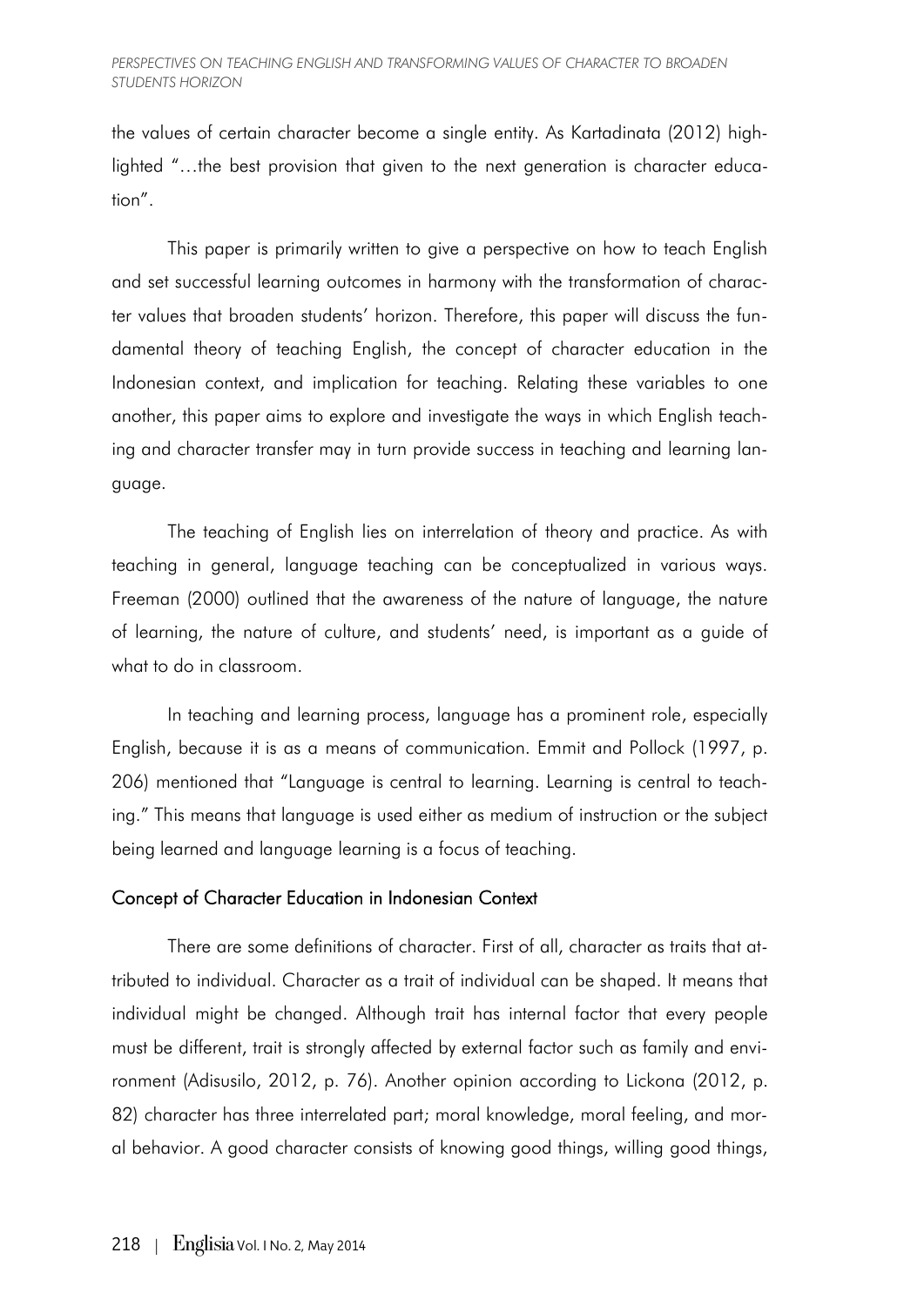the values of certain character become a single entity. As Kartadinata (2012) highlighted "…the best provision that given to the next generation is character education".

This paper is primarily written to give a perspective on how to teach English and set successful learning outcomes in harmony with the transformation of character values that broaden students' horizon. Therefore, this paper will discuss the fundamental theory of teaching English, the concept of character education in the Indonesian context, and implication for teaching. Relating these variables to one another, this paper aims to explore and investigate the ways in which English teaching and character transfer may in turn provide success in teaching and learning language.

The teaching of English lies on interrelation of theory and practice. As with teaching in general, language teaching can be conceptualized in various ways. Freeman (2000) outlined that the awareness of the nature of language, the nature of learning, the nature of culture, and students' need, is important as a guide of what to do in classroom.

In teaching and learning process, language has a prominent role, especially English, because it is as a means of communication. Emmit and Pollock (1997, p. 206) mentioned that "Language is central to learning. Learning is central to teaching." This means that language is used either as medium of instruction or the subject being learned and language learning is a focus of teaching.

## Concept of Character Education in Indonesian Context

There are some definitions of character. First of all, character as traits that attributed to individual. Character as a trait of individual can be shaped. It means that individual might be changed. Although trait has internal factor that every people must be different, trait is strongly affected by external factor such as family and environment (Adisusilo, 2012, p. 76). Another opinion according to Lickona (2012, p. 82) character has three interrelated part; moral knowledge, moral feeling, and moral behavior. A good character consists of knowing good things, willing good things,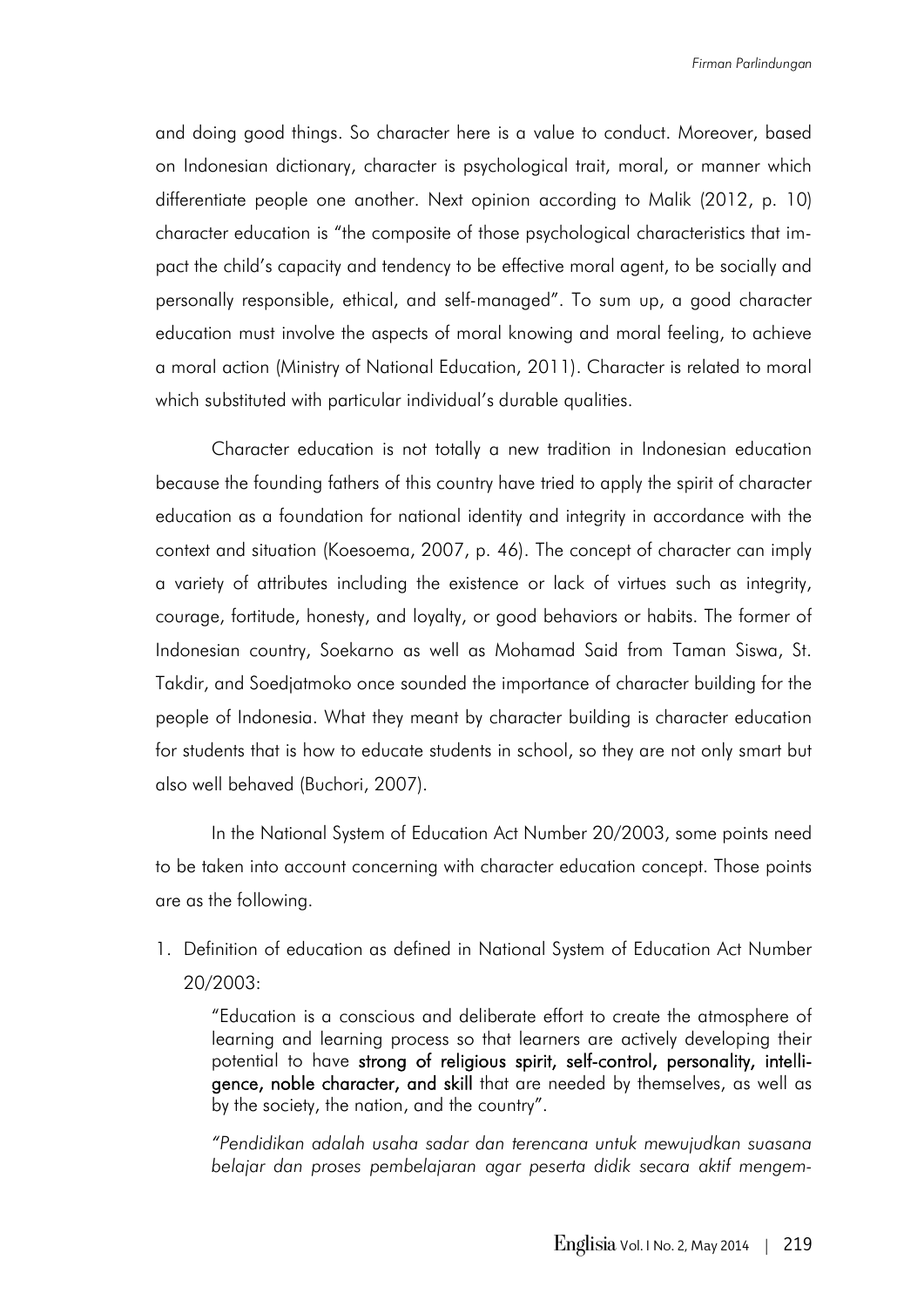and doing good things. So character here is a value to conduct. Moreover, based on Indonesian dictionary, character is psychological trait, moral, or manner which differentiate people one another. Next opinion according to Malik (2012, p. 10) character education is "the composite of those psychological characteristics that impact the child's capacity and tendency to be effective moral agent, to be socially and personally responsible, ethical, and self-managed". To sum up, a good character education must involve the aspects of moral knowing and moral feeling, to achieve a moral action (Ministry of National Education, 2011). Character is related to moral which substituted with particular individual's durable qualities.

Character education is not totally a new tradition in Indonesian education because the founding fathers of this country have tried to apply the spirit of character education as a foundation for national identity and integrity in accordance with the context and situation (Koesoema, 2007, p. 46). The concept of character can imply a variety of attributes including the existence or lack of virtues such as integrity, courage, fortitude, honesty, and loyalty, or good behaviors or habits. The former of Indonesian country, Soekarno as well as Mohamad Said from Taman Siswa, St. Takdir, and Soedjatmoko once sounded the importance of character building for the people of Indonesia. What they meant by character building is character education for students that is how to educate students in school, so they are not only smart but also well behaved (Buchori, 2007).

In the National System of Education Act Number 20/2003, some points need to be taken into account concerning with character education concept. Those points are as the following.

1. Definition of education as defined in National System of Education Act Number 20/2003:

   "Education is a conscious and deliberate effort to create the atmosphere of learning and learning process so that learners are actively developing their potential to have **strong of religious spirit, self-control, personality, intelligence, noble character, and skill** that are needed by themselves, as well as by the society, the nation, and the country".

   *"Pendidikan adalah usaha sadar dan terencana untuk mewujudkan suasana belajar dan proses pembelajaran agar peserta didik secara aktif mengem-*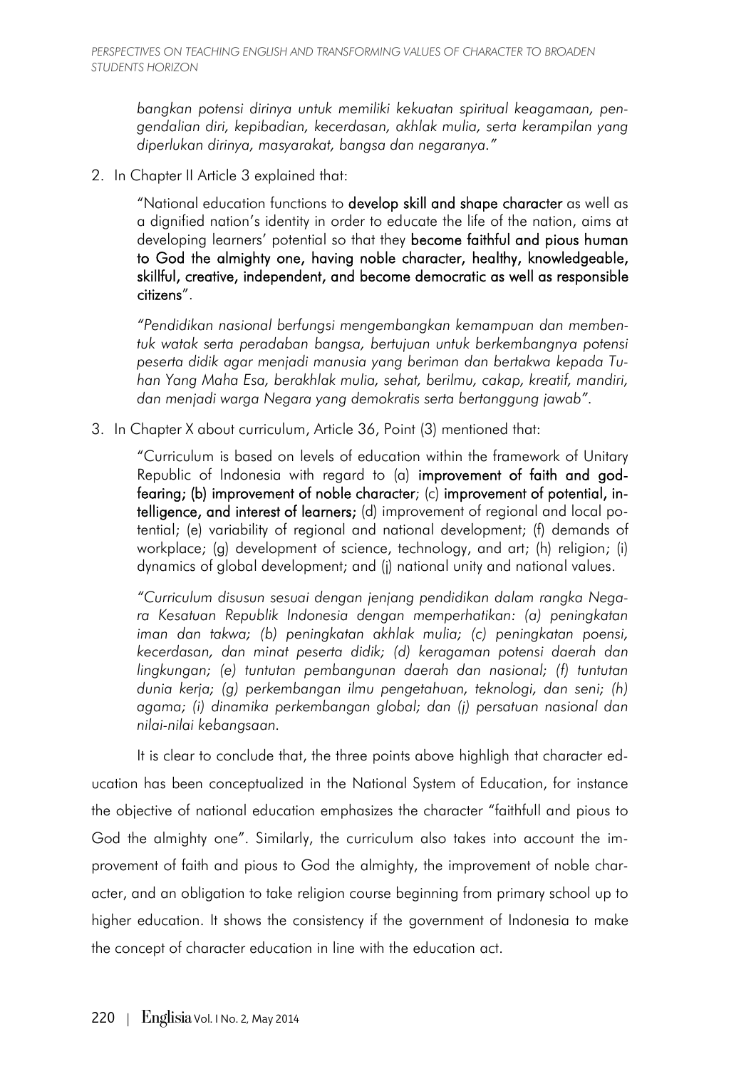*bangkan potensi dirinya untuk memiliki kekuatan spiritual keagamaan, pengendalian diri, kepibadian, kecerdasan, akhlak mulia, serta kerampilan yang diperlukan dirinya, masyarakat, bangsa dan negaranya."*

2. In Chapter II Article 3 explained that:

   "National education functions to **develop skill and shape character** as well as a dignified nation's identity in order to educate the life of the nation, aims at developing learners' potential so that they **become faithful and pious human to God the almighty one, having noble character, healthy, knowledgeable, skillful, creative, independent, and become democratic as well as responsible citizens**".

   *"Pendidikan nasional berfungsi mengembangkan kemampuan dan membentuk watak serta peradaban bangsa, bertujuan untuk berkembangnya potensi peserta didik agar menjadi manusia yang beriman dan bertakwa kepada Tuhan Yang Maha Esa, berakhlak mulia, sehat, berilmu, cakap, kreatif, mandiri, dan menjadi warga Negara yang demokratis serta bertanggung jawab".*

3. In Chapter X about curriculum, Article 36, Point (3) mentioned that:

   "Curriculum is based on levels of education within the framework of Unitary Republic of Indonesia with regard to (a) **improvement of faith and god-fearing; (b) improvement of noble character**; (c) **improvement of potential, intelligence, and interest of learners;** (d) improvement of regional and local potential; (e) variability of regional and national development; (f) demands of workplace; (g) development of science, technology, and art; (h) religion; (i) dynamics of global development; and (j) national unity and national values.

   *"Curriculum disusun sesuai dengan jenjang pendidikan dalam rangka Negara Kesatuan Republik Indonesia dengan memperhatikan: (a) peningkatan iman dan takwa; (b) peningkatan akhlak mulia; (c) peningkatan poensi, kecerdasan, dan minat peserta didik; (d) keragaman potensi daerah dan lingkungan; (e) tuntutan pembangunan daerah dan nasional; (f) tuntutan dunia kerja; (g) perkembangan ilmu pengetahuan, teknologi, dan seni; (h) agama; (i) dinamika perkembangan global; dan (j) persatuan nasional dan nilai-nilai kebangsaan.*

It is clear to conclude that, the three points above highligh that character education has been conceptualized in the National System of Education, for instance the objective of national education emphasizes the character "faithfull and pious to God the almighty one". Similarly, the curriculum also takes into account the improvement of faith and pious to God the almighty, the improvement of noble character, and an obligation to take religion course beginning from primary school up to higher education. It shows the consistency if the government of Indonesia to make the concept of character education in line with the education act.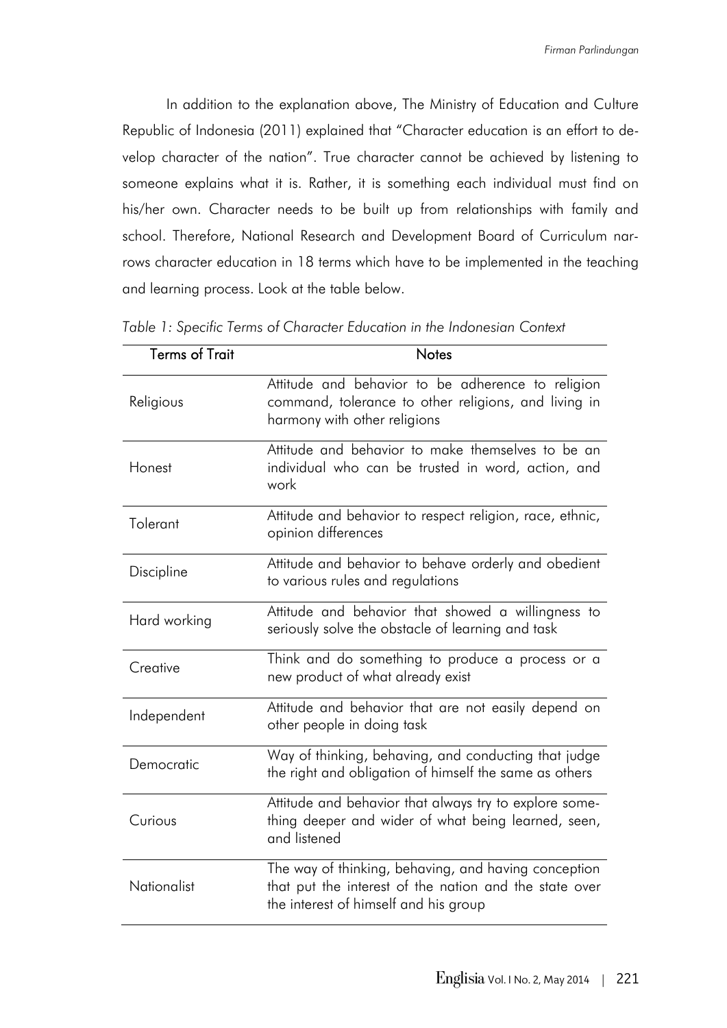In addition to the explanation above, The Ministry of Education and Culture Republic of Indonesia (2011) explained that "Character education is an effort to develop character of the nation". True character cannot be achieved by listening to someone explains what it is. Rather, it is something each individual must find on his/her own. Character needs to be built up from relationships with family and school. Therefore, National Research and Development Board of Curriculum narrows character education in 18 terms which have to be implemented in the teaching and learning process. Look at the table below.

*Table 1: Specific Terms of Character Education in the Indonesian Context*

| Terms of Trait | Notes |
|---|---|
| Religious | Attitude and behavior to be adherence to religion command, tolerance to other religions, and living in harmony with other religions |
| Honest | Attitude and behavior to make themselves to be an individual who can be trusted in word, action, and work |
| Tolerant | Attitude and behavior to respect religion, race, ethnic, opinion differences |
| Discipline | Attitude and behavior to behave orderly and obedient to various rules and regulations |
| Hard working | Attitude and behavior that showed a willingness to seriously solve the obstacle of learning and task |
| Creative | Think and do something to produce a process or a new product of what already exist |
| Independent | Attitude and behavior that are not easily depend on other people in doing task |
| Democratic | Way of thinking, behaving, and conducting that judge the right and obligation of himself the same as others |
| Curious | Attitude and behavior that always try to explore something deeper and wider of what being learned, seen, and listened |
| Nationalist | The way of thinking, behaving, and having conception that put the interest of the nation and the state over the interest of himself and his group |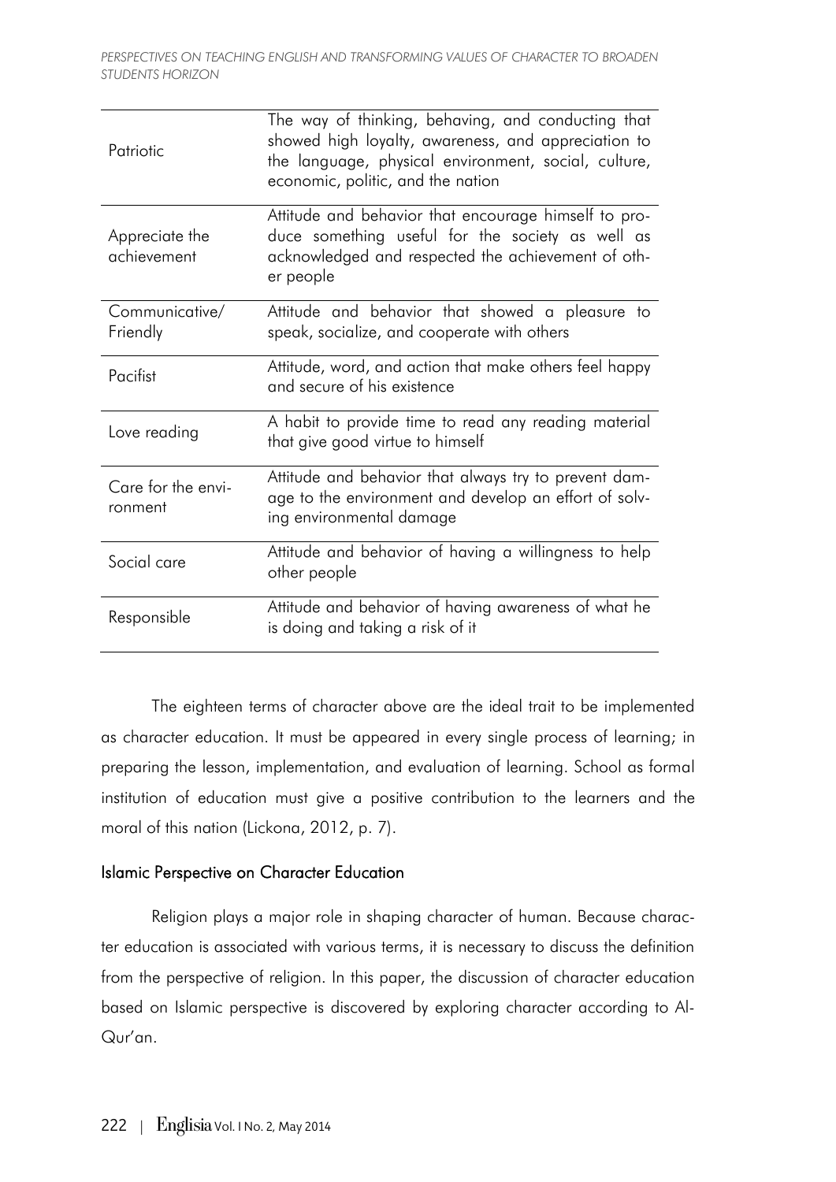| | |
|---|---|
| Patriotic | The way of thinking, behaving, and conducting that showed high loyalty, awareness, and appreciation to the language, physical environment, social, culture, economic, politic, and the nation |
| Appreciate the achievement | Attitude and behavior that encourage himself to produce something useful for the society as well as acknowledged and respected the achievement of other people |
| Communicative/ Friendly | Attitude and behavior that showed a pleasure to speak, socialize, and cooperate with others |
| Pacifist | Attitude, word, and action that make others feel happy and secure of his existence |
| Love reading | A habit to provide time to read any reading material that give good virtue to himself |
| Care for the environment | Attitude and behavior that always try to prevent damage to the environment and develop an effort of solving environmental damage |
| Social care | Attitude and behavior of having a willingness to help other people |
| Responsible | Attitude and behavior of having awareness of what he is doing and taking a risk of it |

The eighteen terms of character above are the ideal trait to be implemented as character education. It must be appeared in every single process of learning; in preparing the lesson, implementation, and evaluation of learning. School as formal institution of education must give a positive contribution to the learners and the moral of this nation (Lickona, 2012, p. 7).

### Islamic Perspective on Character Education

Religion plays a major role in shaping character of human. Because character education is associated with various terms, it is necessary to discuss the definition from the perspective of religion. In this paper, the discussion of character education based on Islamic perspective is discovered by exploring character according to Al-Qur'an.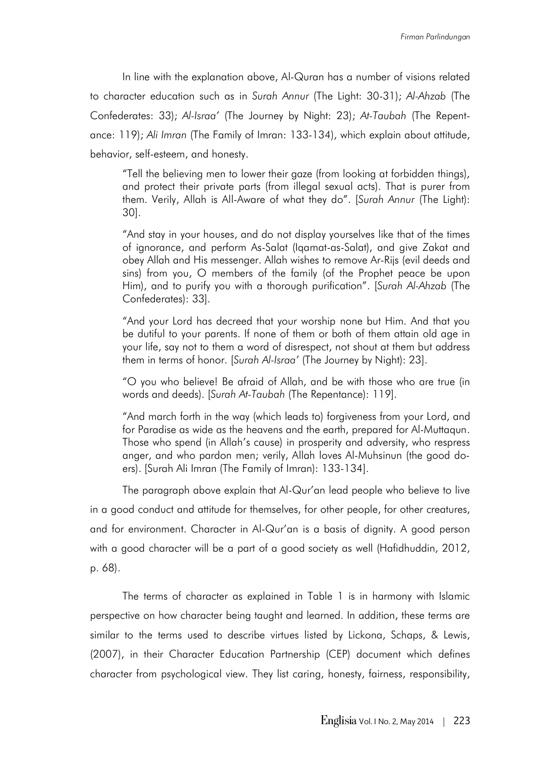In line with the explanation above, Al-Quran has a number of visions related to character education such as in *Surah Annur* (The Light: 30-31); *Al-Ahzab* (The Confederates: 33); *Al-Israa'* (The Journey by Night: 23); *At-Taubah* (The Repentance: 119); *Ali Imran* (The Family of Imran: 133-134), which explain about attitude, behavior, self-esteem, and honesty.

> "Tell the believing men to lower their gaze (from looking at forbidden things), and protect their private parts (from illegal sexual acts). That is purer from them. Verily, Allah is All-Aware of what they do". [*Surah Annur* (The Light): 30].

> "And stay in your houses, and do not display yourselves like that of the times of ignorance, and perform As-Salat (Iqamat-as-Salat), and give Zakat and obey Allah and His messenger. Allah wishes to remove Ar-Rijs (evil deeds and sins) from you, O members of the family (of the Prophet peace be upon Him), and to purify you with a thorough purification". [*Surah Al-Ahzab* (The Confederates): 33].

> "And your Lord has decreed that your worship none but Him. And that you be dutiful to your parents. If none of them or both of them attain old age in your life, say not to them a word of disrespect, not shout at them but address them in terms of honor. [*Surah Al-Israa'* (The Journey by Night): 23].

> "O you who believe! Be afraid of Allah, and be with those who are true (in words and deeds). [*Surah At-Taubah* (The Repentance): 119].

> "And march forth in the way (which leads to) forgiveness from your Lord, and for Paradise as wide as the heavens and the earth, prepared for Al-Muttaqun. Those who spend (in Allah's cause) in prosperity and adversity, who respress anger, and who pardon men; verily, Allah loves Al-Muhsinun (the good doers). [Surah Ali Imran (The Family of Imran): 133-134].

The paragraph above explain that Al-Qur'an lead people who believe to live in a good conduct and attitude for themselves, for other people, for other creatures, and for environment. Character in Al-Qur'an is a basis of dignity. A good person with a good character will be a part of a good society as well (Hafidhuddin, 2012, p. 68).

The terms of character as explained in Table 1 is in harmony with Islamic perspective on how character being taught and learned. In addition, these terms are similar to the terms used to describe virtues listed by Lickona, Schaps, & Lewis, (2007), in their Character Education Partnership (CEP) document which defines character from psychological view. They list caring, honesty, fairness, responsibility,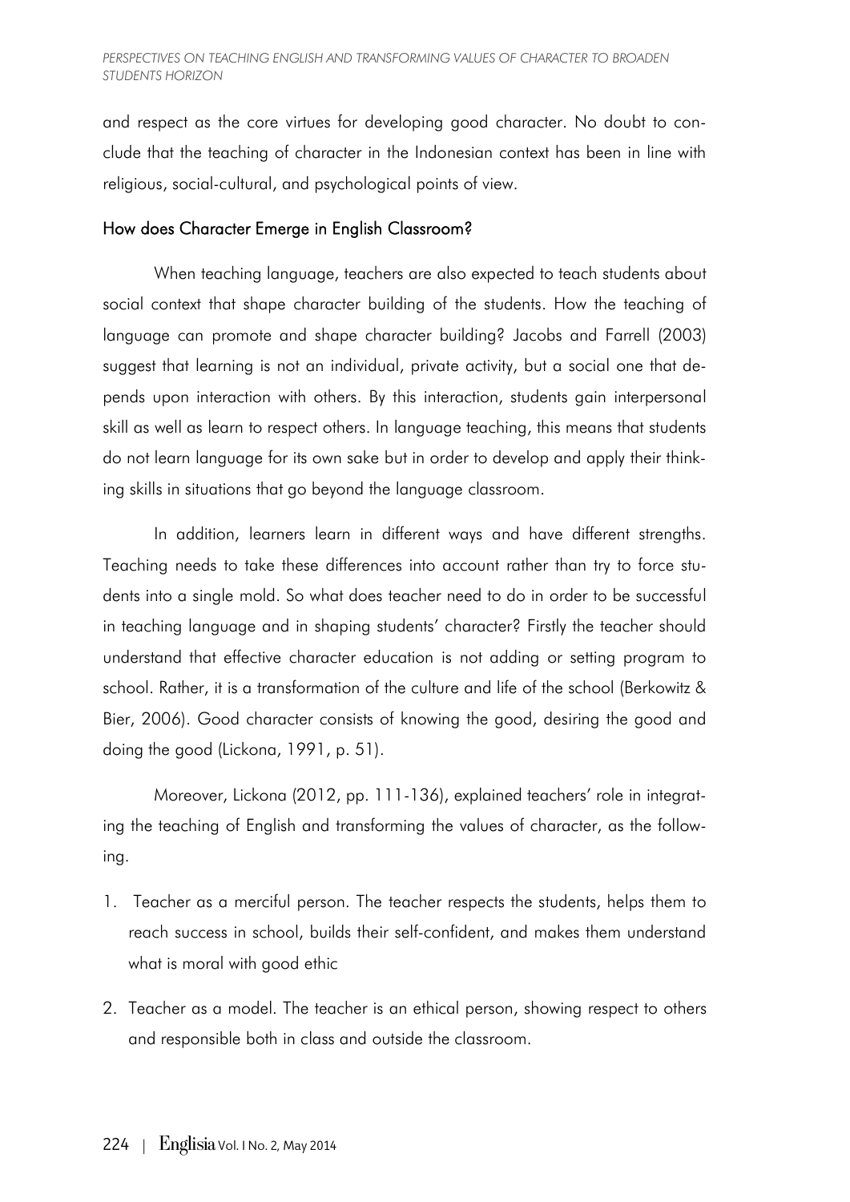and respect as the core virtues for developing good character. No doubt to conclude that the teaching of character in the Indonesian context has been in line with religious, social-cultural, and psychological points of view.

## How does Character Emerge in English Classroom?

When teaching language, teachers are also expected to teach students about social context that shape character building of the students. How the teaching of language can promote and shape character building? Jacobs and Farrell (2003) suggest that learning is not an individual, private activity, but a social one that depends upon interaction with others. By this interaction, students gain interpersonal skill as well as learn to respect others. In language teaching, this means that students do not learn language for its own sake but in order to develop and apply their thinking skills in situations that go beyond the language classroom.

In addition, learners learn in different ways and have different strengths. Teaching needs to take these differences into account rather than try to force students into a single mold. So what does teacher need to do in order to be successful in teaching language and in shaping students' character? Firstly the teacher should understand that effective character education is not adding or setting program to school. Rather, it is a transformation of the culture and life of the school (Berkowitz & Bier, 2006). Good character consists of knowing the good, desiring the good and doing the good (Lickona, 1991, p. 51).

Moreover, Lickona (2012, pp. 111-136), explained teachers' role in integrating the teaching of English and transforming the values of character, as the following.

1. Teacher as a merciful person. The teacher respects the students, helps them to reach success in school, builds their self-confident, and makes them understand what is moral with good ethic
2. Teacher as a model. The teacher is an ethical person, showing respect to others and responsible both in class and outside the classroom.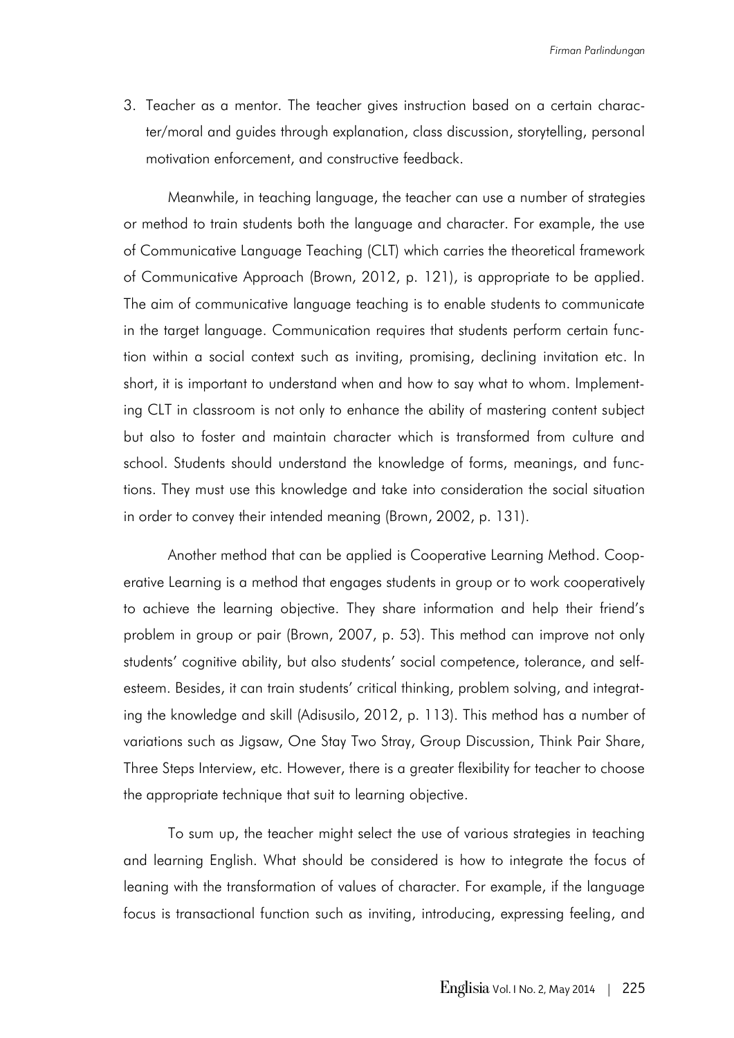3. Teacher as a mentor. The teacher gives instruction based on a certain character/moral and guides through explanation, class discussion, storytelling, personal motivation enforcement, and constructive feedback.

Meanwhile, in teaching language, the teacher can use a number of strategies or method to train students both the language and character. For example, the use of Communicative Language Teaching (CLT) which carries the theoretical framework of Communicative Approach (Brown, 2012, p. 121), is appropriate to be applied. The aim of communicative language teaching is to enable students to communicate in the target language. Communication requires that students perform certain function within a social context such as inviting, promising, declining invitation etc. In short, it is important to understand when and how to say what to whom. Implementing CLT in classroom is not only to enhance the ability of mastering content subject but also to foster and maintain character which is transformed from culture and school. Students should understand the knowledge of forms, meanings, and functions. They must use this knowledge and take into consideration the social situation in order to convey their intended meaning (Brown, 2002, p. 131).

Another method that can be applied is Cooperative Learning Method. Cooperative Learning is a method that engages students in group or to work cooperatively to achieve the learning objective. They share information and help their friend's problem in group or pair (Brown, 2007, p. 53). This method can improve not only students' cognitive ability, but also students' social competence, tolerance, and self-esteem. Besides, it can train students' critical thinking, problem solving, and integrating the knowledge and skill (Adisusilo, 2012, p. 113). This method has a number of variations such as Jigsaw, One Stay Two Stray, Group Discussion, Think Pair Share, Three Steps Interview, etc. However, there is a greater flexibility for teacher to choose the appropriate technique that suit to learning objective.

To sum up, the teacher might select the use of various strategies in teaching and learning English. What should be considered is how to integrate the focus of leaning with the transformation of values of character. For example, if the language focus is transactional function such as inviting, introducing, expressing feeling, and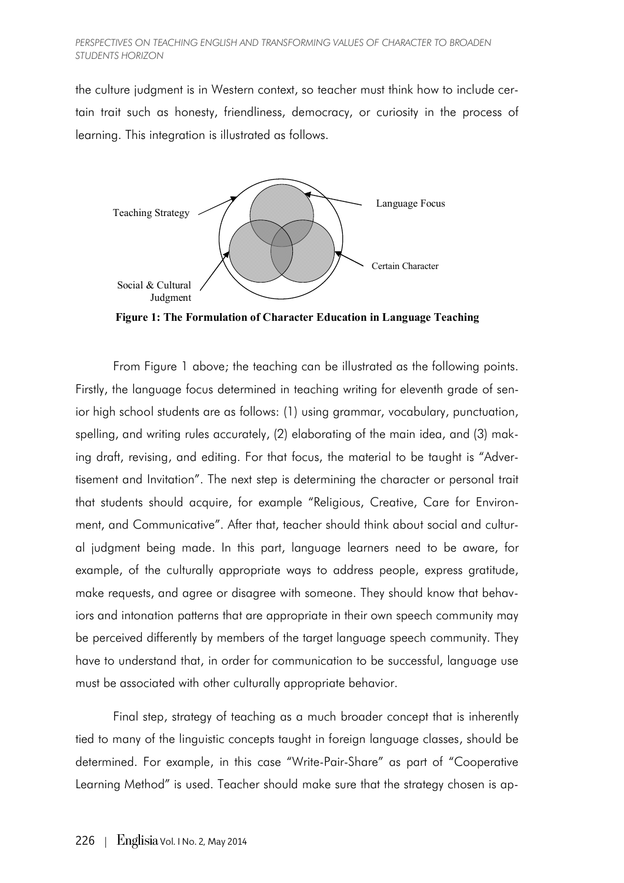the culture judgment is in Western context, so teacher must think how to include certain trait such as honesty, friendliness, democracy, or curiosity in the process of learning. This integration is illustrated as follows.

Teaching Strategy

Language Focus

Certain Character

Social & Cultural Judgment

**Figure 1: The Formulation of Character Education in Language Teaching**

From Figure 1 above; the teaching can be illustrated as the following points. Firstly, the language focus determined in teaching writing for eleventh grade of senior high school students are as follows: (1) using grammar, vocabulary, punctuation, spelling, and writing rules accurately, (2) elaborating of the main idea, and (3) making draft, revising, and editing. For that focus, the material to be taught is "Advertisement and Invitation". The next step is determining the character or personal trait that students should acquire, for example "Religious, Creative, Care for Environment, and Communicative". After that, teacher should think about social and cultural judgment being made. In this part, language learners need to be aware, for example, of the culturally appropriate ways to address people, express gratitude, make requests, and agree or disagree with someone. They should know that behaviors and intonation patterns that are appropriate in their own speech community may be perceived differently by members of the target language speech community. They have to understand that, in order for communication to be successful, language use must be associated with other culturally appropriate behavior.

Final step, strategy of teaching as a much broader concept that is inherently tied to many of the linguistic concepts taught in foreign language classes, should be determined. For example, in this case "Write-Pair-Share" as part of "Cooperative Learning Method" is used. Teacher should make sure that the strategy chosen is ap-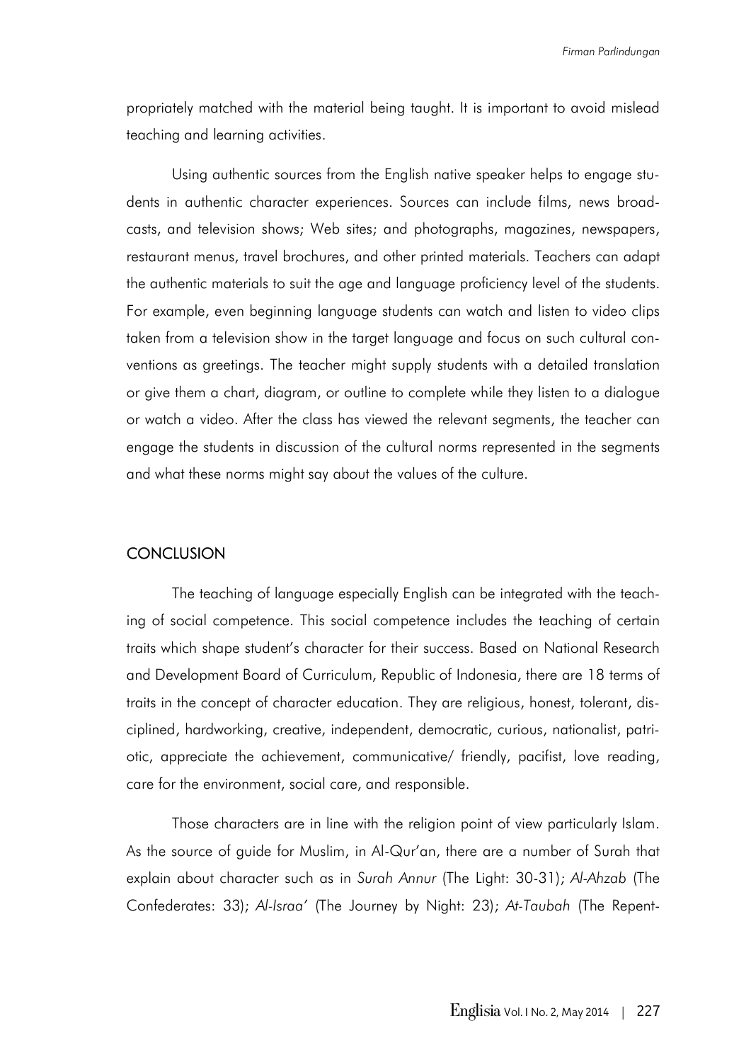propriately matched with the material being taught. It is important to avoid mislead teaching and learning activities.

Using authentic sources from the English native speaker helps to engage students in authentic character experiences. Sources can include films, news broadcasts, and television shows; Web sites; and photographs, magazines, newspapers, restaurant menus, travel brochures, and other printed materials. Teachers can adapt the authentic materials to suit the age and language proficiency level of the students. For example, even beginning language students can watch and listen to video clips taken from a television show in the target language and focus on such cultural conventions as greetings. The teacher might supply students with a detailed translation or give them a chart, diagram, or outline to complete while they listen to a dialogue or watch a video. After the class has viewed the relevant segments, the teacher can engage the students in discussion of the cultural norms represented in the segments and what these norms might say about the values of the culture.

## CONCLUSION

The teaching of language especially English can be integrated with the teaching of social competence. This social competence includes the teaching of certain traits which shape student's character for their success. Based on National Research and Development Board of Curriculum, Republic of Indonesia, there are 18 terms of traits in the concept of character education. They are religious, honest, tolerant, disciplined, hardworking, creative, independent, democratic, curious, nationalist, patriotic, appreciate the achievement, communicative/ friendly, pacifist, love reading, care for the environment, social care, and responsible.

Those characters are in line with the religion point of view particularly Islam. As the source of guide for Muslim, in Al-Qur'an, there are a number of Surah that explain about character such as in *Surah Annur* (The Light: 30-31); *Al-Ahzab* (The Confederates: 33); *Al-Israa'* (The Journey by Night: 23); *At-Taubah* (The Repent-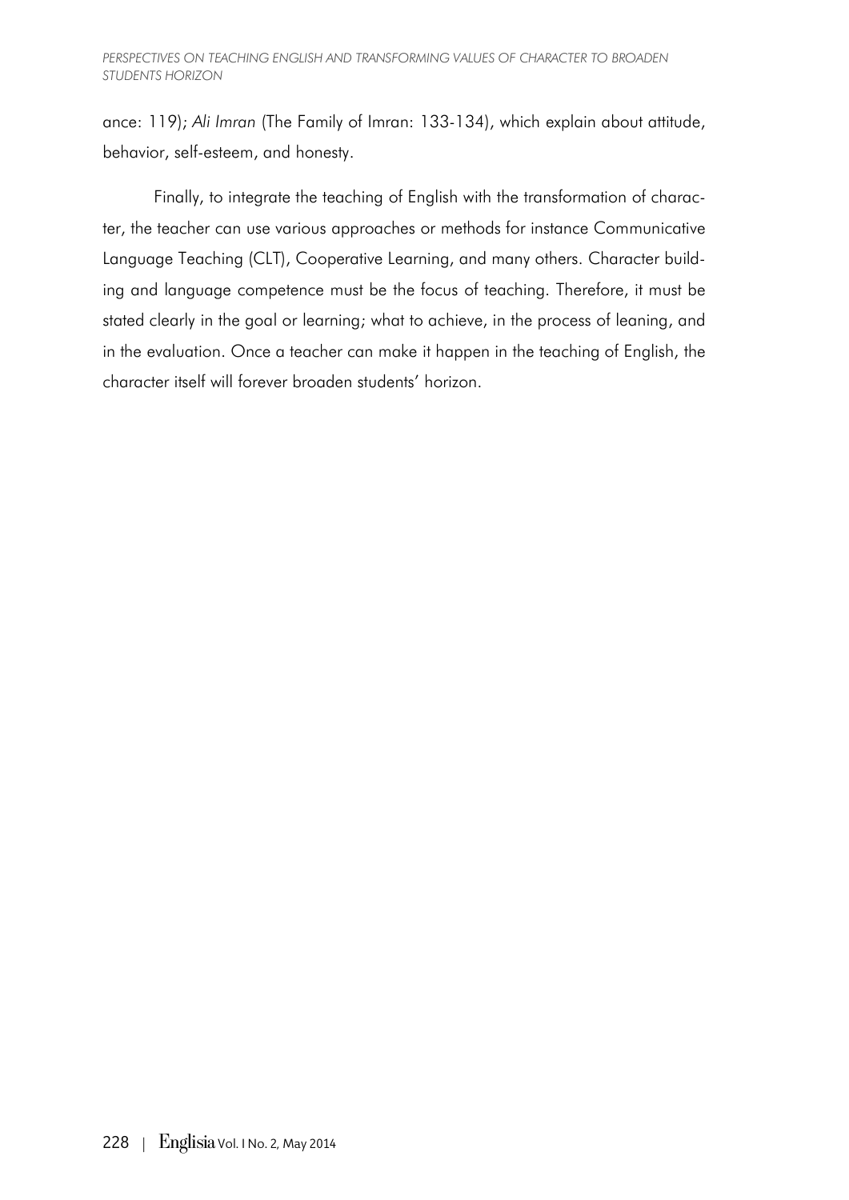ance: 119); *Ali Imran* (The Family of Imran: 133-134), which explain about attitude, behavior, self-esteem, and honesty.

Finally, to integrate the teaching of English with the transformation of character, the teacher can use various approaches or methods for instance Communicative Language Teaching (CLT), Cooperative Learning, and many others. Character building and language competence must be the focus of teaching. Therefore, it must be stated clearly in the goal or learning; what to achieve, in the process of leaning, and in the evaluation. Once a teacher can make it happen in the teaching of English, the character itself will forever broaden students' horizon.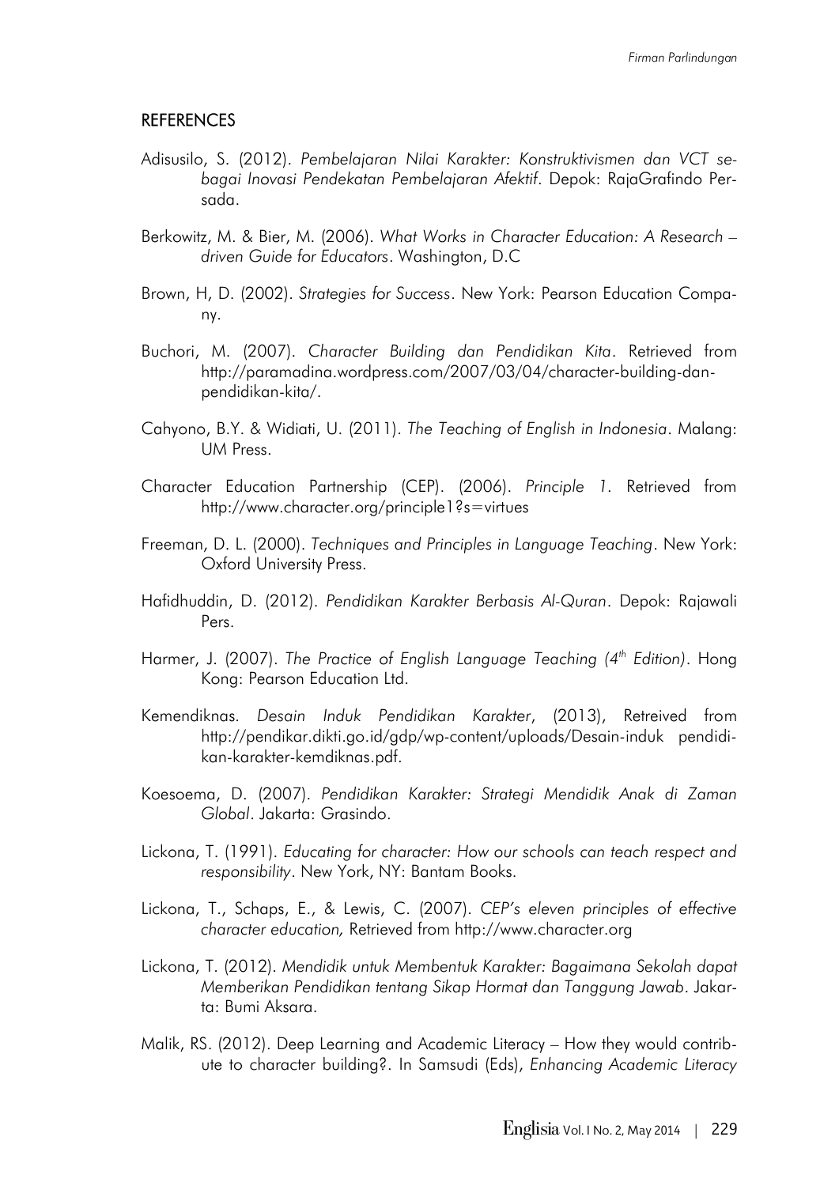## REFERENCES

Adisusilo, S. (2012). *Pembelajaran Nilai Karakter: Konstruktivismen dan VCT sebagai Inovasi Pendekatan Pembelajaran Afektif*. Depok: RajaGrafindo Persada.

Berkowitz, M. & Bier, M. (2006). *What Works in Character Education: A Research – driven Guide for Educators*. Washington, D.C

Brown, H, D. (2002). *Strategies for Success*. New York: Pearson Education Company.

Buchori, M. (2007). *Character Building dan Pendidikan Kita*. Retrieved from http://paramadina.wordpress.com/2007/03/04/character-building-dan-pendidikan-kita/.

Cahyono, B.Y. & Widiati, U. (2011). *The Teaching of English in Indonesia*. Malang: UM Press.

Character Education Partnership (CEP). (2006). *Principle 1*. Retrieved from http://www.character.org/principle1?s=virtues

Freeman, D. L. (2000). *Techniques and Principles in Language Teaching*. New York: Oxford University Press.

Hafidhuddin, D. (2012). *Pendidikan Karakter Berbasis Al-Quran*. Depok: Rajawali Pers.

Harmer, J. (2007). *The Practice of English Language Teaching (4th Edition)*. Hong Kong: Pearson Education Ltd.

Kemendiknas. *Desain Induk Pendidikan Karakter*, (2013), Retreived from http://pendikar.dikti.go.id/gdp/wp-content/uploads/Desain-induk pendidikan-karakter-kemdiknas.pdf.

Koesoema, D. (2007). *Pendidikan Karakter: Strategi Mendidik Anak di Zaman Global*. Jakarta: Grasindo.

Lickona, T. (1991). *Educating for character: How our schools can teach respect and responsibility*. New York, NY: Bantam Books.

Lickona, T., Schaps, E., & Lewis, C. (2007). *CEP's eleven principles of effective character education,* Retrieved from http://www.character.org

Lickona, T. (2012). *Mendidik untuk Membentuk Karakter: Bagaimana Sekolah dapat Memberikan Pendidikan tentang Sikap Hormat dan Tanggung Jawab*. Jakarta: Bumi Aksara.

Malik, RS. (2012). Deep Learning and Academic Literacy – How they would contribute to character building?. In Samsudi (Eds), *Enhancing Academic Literacy*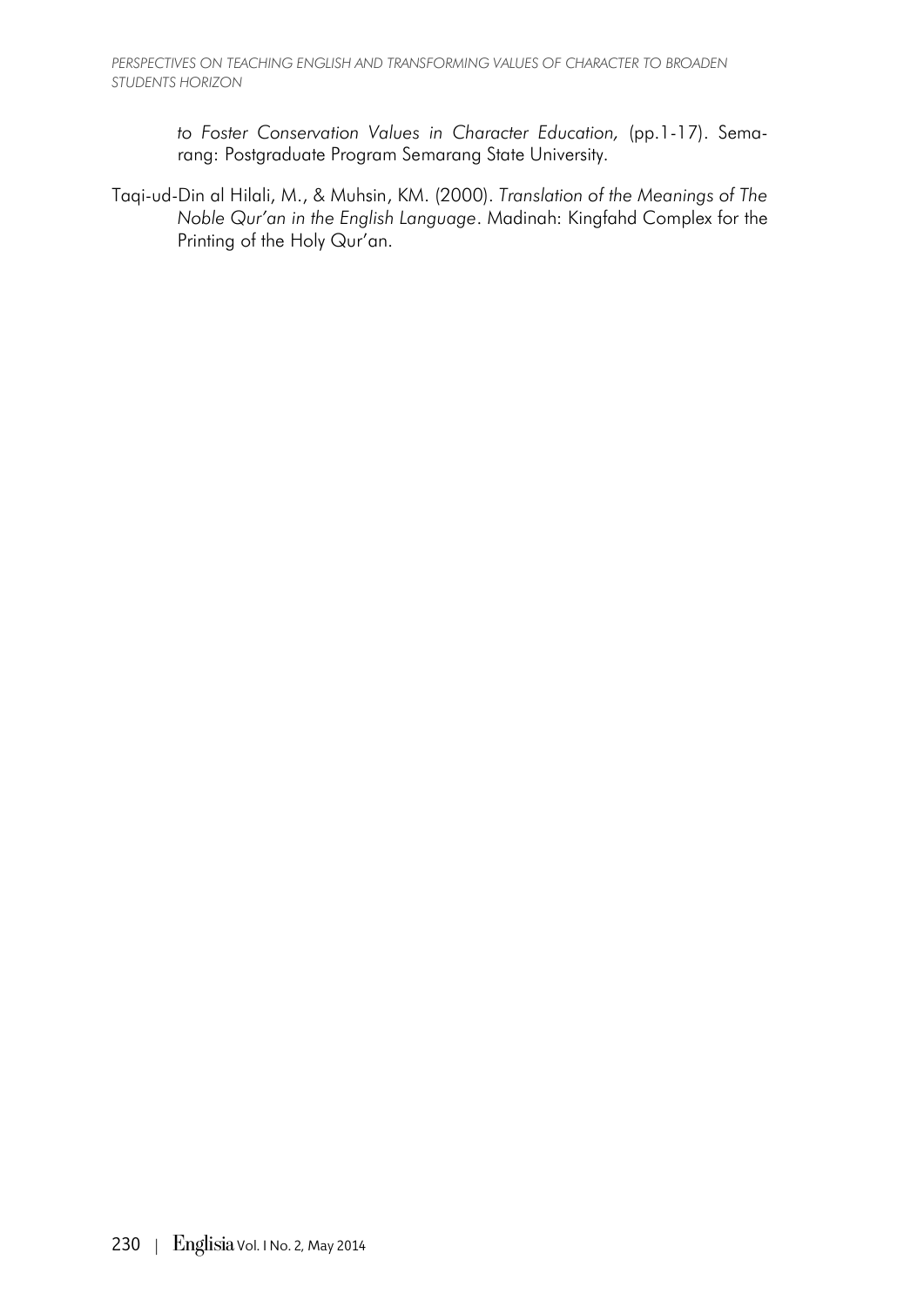*to Foster Conservation Values in Character Education,* (pp.1-17). Semarang: Postgraduate Program Semarang State University.

Taqi-ud-Din al Hilali, M., & Muhsin, KM. (2000). *Translation of the Meanings of The Noble Qur'an in the English Language*. Madinah: Kingfahd Complex for the Printing of the Holy Qur'an.